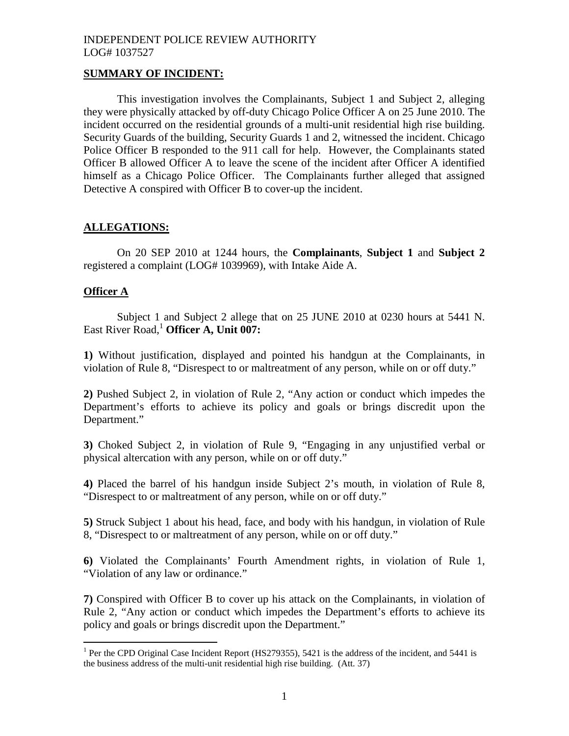INDEPENDENT POLICE REVIEW AUTHORITY
LOG# 1037527

## SUMMARY OF INCIDENT:

This investigation involves the Complainants, Subject 1 and Subject 2, alleging they were physically attacked by off-duty Chicago Police Officer A on 25 June 2010. The incident occurred on the residential grounds of a multi-unit residential high rise building. Security Guards of the building, Security Guards 1 and 2, witnessed the incident. Chicago Police Officer B responded to the 911 call for help. However, the Complainants stated Officer B allowed Officer A to leave the scene of the incident after Officer A identified himself as a Chicago Police Officer. The Complainants further alleged that assigned Detective A conspired with Officer B to cover-up the incident.

## ALLEGATIONS:

On 20 SEP 2010 at 1244 hours, the **Complainants**, **Subject 1** and **Subject 2** registered a complaint (LOG# 1039969), with Intake Aide A.

### Officer A

Subject 1 and Subject 2 allege that on 25 JUNE 2010 at 0230 hours at 5441 N. East River Road,[1] **Officer A, Unit 007:**

**1)** Without justification, displayed and pointed his handgun at the Complainants, in violation of Rule 8, "Disrespect to or maltreatment of any person, while on or off duty."

**2)** Pushed Subject 2, in violation of Rule 2, "Any action or conduct which impedes the Department's efforts to achieve its policy and goals or brings discredit upon the Department."

**3)** Choked Subject 2, in violation of Rule 9, "Engaging in any unjustified verbal or physical altercation with any person, while on or off duty."

**4)** Placed the barrel of his handgun inside Subject 2's mouth, in violation of Rule 8, "Disrespect to or maltreatment of any person, while on or off duty."

**5)** Struck Subject 1 about his head, face, and body with his handgun, in violation of Rule 8, "Disrespect to or maltreatment of any person, while on or off duty."

**6)** Violated the Complainants' Fourth Amendment rights, in violation of Rule 1, "Violation of any law or ordinance."

**7)** Conspired with Officer B to cover up his attack on the Complainants, in violation of Rule 2, "Any action or conduct which impedes the Department's efforts to achieve its policy and goals or brings discredit upon the Department."

---

[1] Per the CPD Original Case Incident Report (HS279355), 5421 is the address of the incident, and 5441 is the business address of the multi-unit residential high rise building. (Att. 37)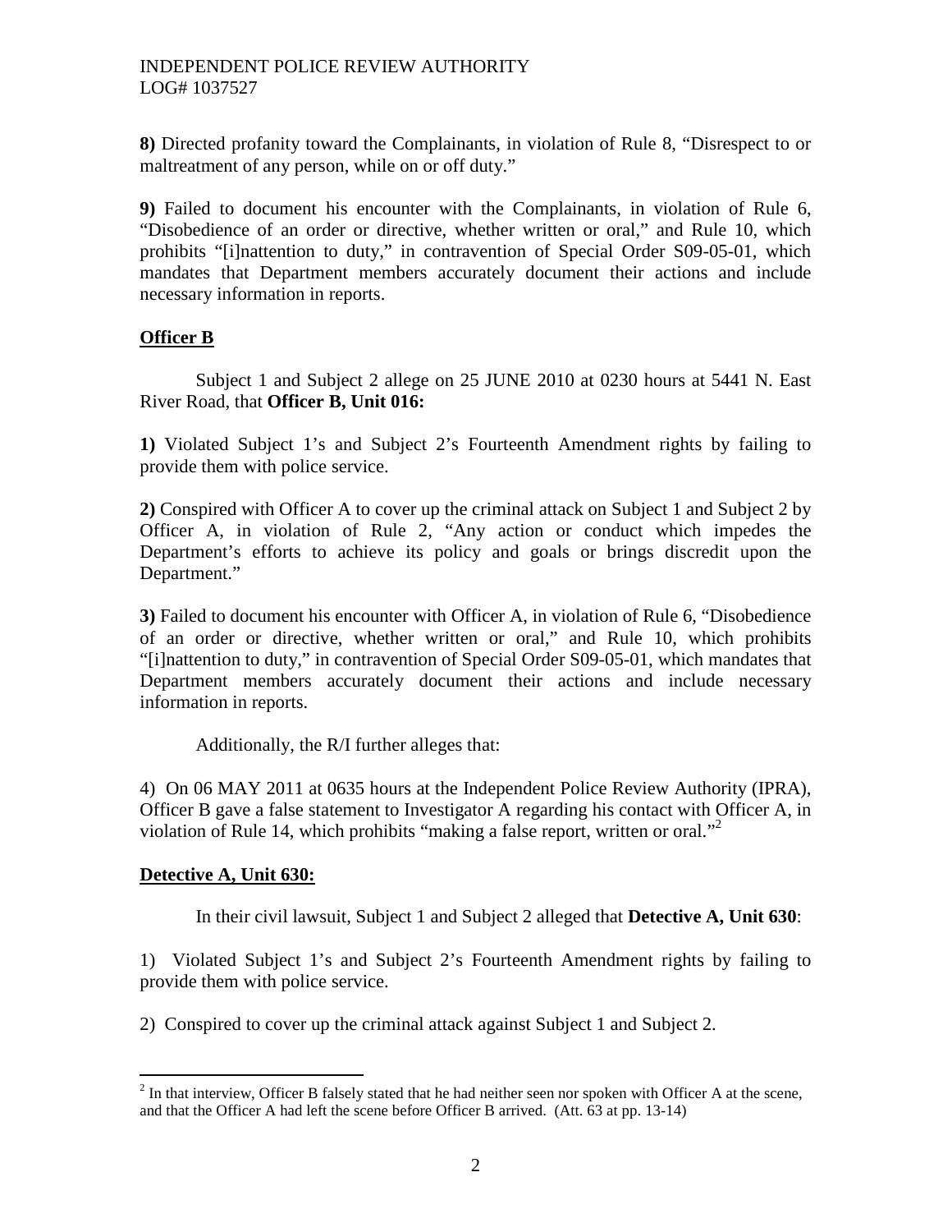**8)** Directed profanity toward the Complainants, in violation of Rule 8, "Disrespect to or maltreatment of any person, while on or off duty."

**9)** Failed to document his encounter with the Complainants, in violation of Rule 6, "Disobedience of an order or directive, whether written or oral," and Rule 10, which prohibits "[i]nattention to duty," in contravention of Special Order S09-05-01, which mandates that Department members accurately document their actions and include necessary information in reports.

## Officer B

Subject 1 and Subject 2 allege on 25 JUNE 2010 at 0230 hours at 5441 N. East River Road, that **Officer B, Unit 016:**

**1)** Violated Subject 1's and Subject 2's Fourteenth Amendment rights by failing to provide them with police service.

**2)** Conspired with Officer A to cover up the criminal attack on Subject 1 and Subject 2 by Officer A, in violation of Rule 2, "Any action or conduct which impedes the Department's efforts to achieve its policy and goals or brings discredit upon the Department."

**3)** Failed to document his encounter with Officer A, in violation of Rule 6, "Disobedience of an order or directive, whether written or oral," and Rule 10, which prohibits "[i]nattention to duty," in contravention of Special Order S09-05-01, which mandates that Department members accurately document their actions and include necessary information in reports.

Additionally, the R/I further alleges that:

4) On 06 MAY 2011 at 0635 hours at the Independent Police Review Authority (IPRA), Officer B gave a false statement to Investigator A regarding his contact with Officer A, in violation of Rule 14, which prohibits "making a false report, written or oral."[2]

## Detective A, Unit 630:

In their civil lawsuit, Subject 1 and Subject 2 alleged that **Detective A, Unit 630**:

1) Violated Subject 1's and Subject 2's Fourteenth Amendment rights by failing to provide them with police service.

2) Conspired to cover up the criminal attack against Subject 1 and Subject 2.

---

[2] In that interview, Officer B falsely stated that he had neither seen nor spoken with Officer A at the scene, and that the Officer A had left the scene before Officer B arrived. (Att. 63 at pp. 13-14)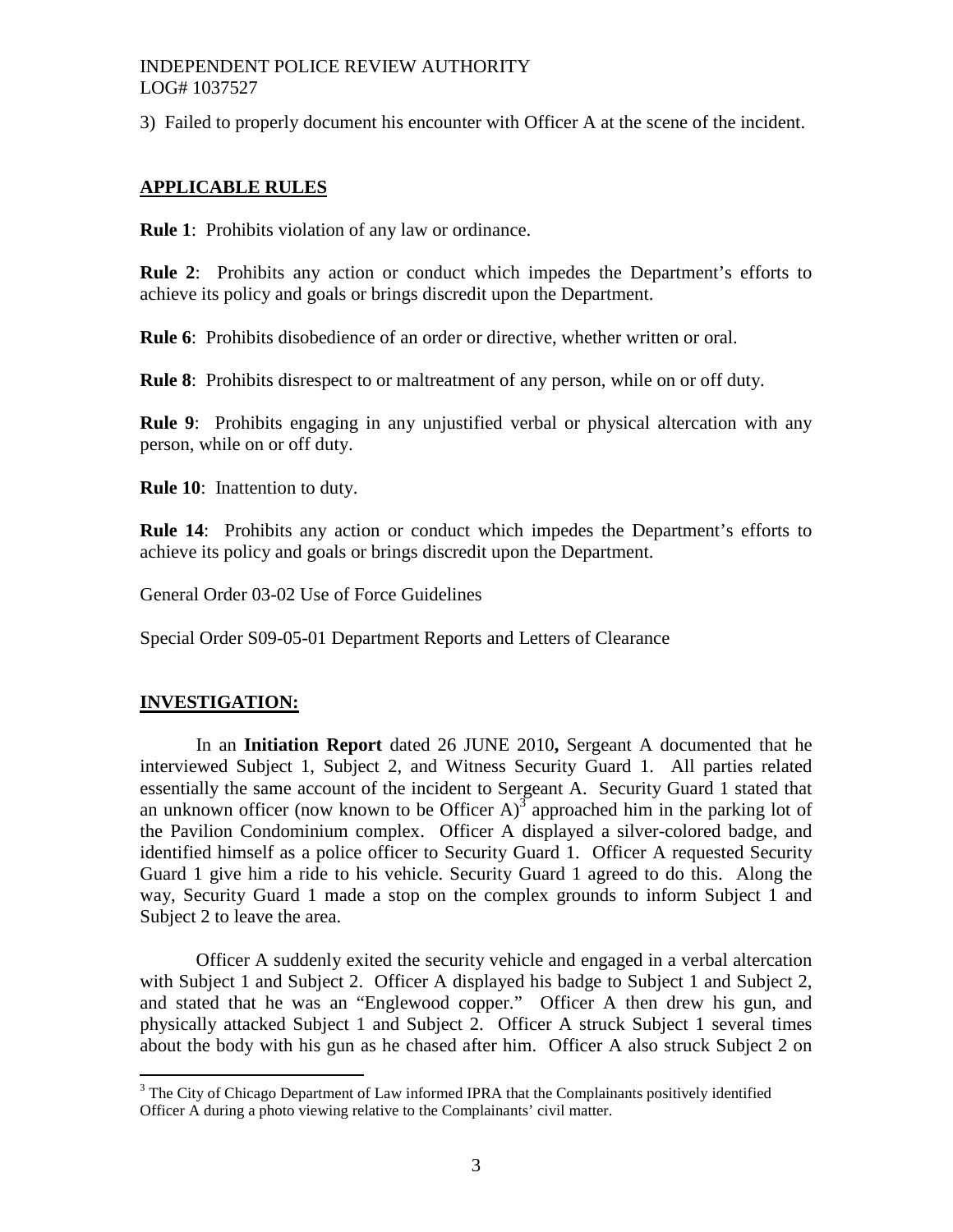3) Failed to properly document his encounter with Officer A at the scene of the incident.

## APPLICABLE RULES

**Rule 1**: Prohibits violation of any law or ordinance.

**Rule 2**: Prohibits any action or conduct which impedes the Department's efforts to achieve its policy and goals or brings discredit upon the Department.

**Rule 6**: Prohibits disobedience of an order or directive, whether written or oral.

**Rule 8**: Prohibits disrespect to or maltreatment of any person, while on or off duty.

**Rule 9**: Prohibits engaging in any unjustified verbal or physical altercation with any person, while on or off duty.

**Rule 10**: Inattention to duty.

**Rule 14**: Prohibits any action or conduct which impedes the Department's efforts to achieve its policy and goals or brings discredit upon the Department.

General Order 03-02 Use of Force Guidelines

Special Order S09-05-01 Department Reports and Letters of Clearance

## INVESTIGATION:

In an **Initiation Report** dated 26 JUNE 2010**,** Sergeant A documented that he interviewed Subject 1, Subject 2, and Witness Security Guard 1. All parties related essentially the same account of the incident to Sergeant A. Security Guard 1 stated that an unknown officer (now known to be Officer A)[3] approached him in the parking lot of the Pavilion Condominium complex. Officer A displayed a silver-colored badge, and identified himself as a police officer to Security Guard 1. Officer A requested Security Guard 1 give him a ride to his vehicle. Security Guard 1 agreed to do this. Along the way, Security Guard 1 made a stop on the complex grounds to inform Subject 1 and Subject 2 to leave the area.

Officer A suddenly exited the security vehicle and engaged in a verbal altercation with Subject 1 and Subject 2. Officer A displayed his badge to Subject 1 and Subject 2, and stated that he was an "Englewood copper." Officer A then drew his gun, and physically attacked Subject 1 and Subject 2. Officer A struck Subject 1 several times about the body with his gun as he chased after him. Officer A also struck Subject 2 on

[3] The City of Chicago Department of Law informed IPRA that the Complainants positively identified Officer A during a photo viewing relative to the Complainants' civil matter.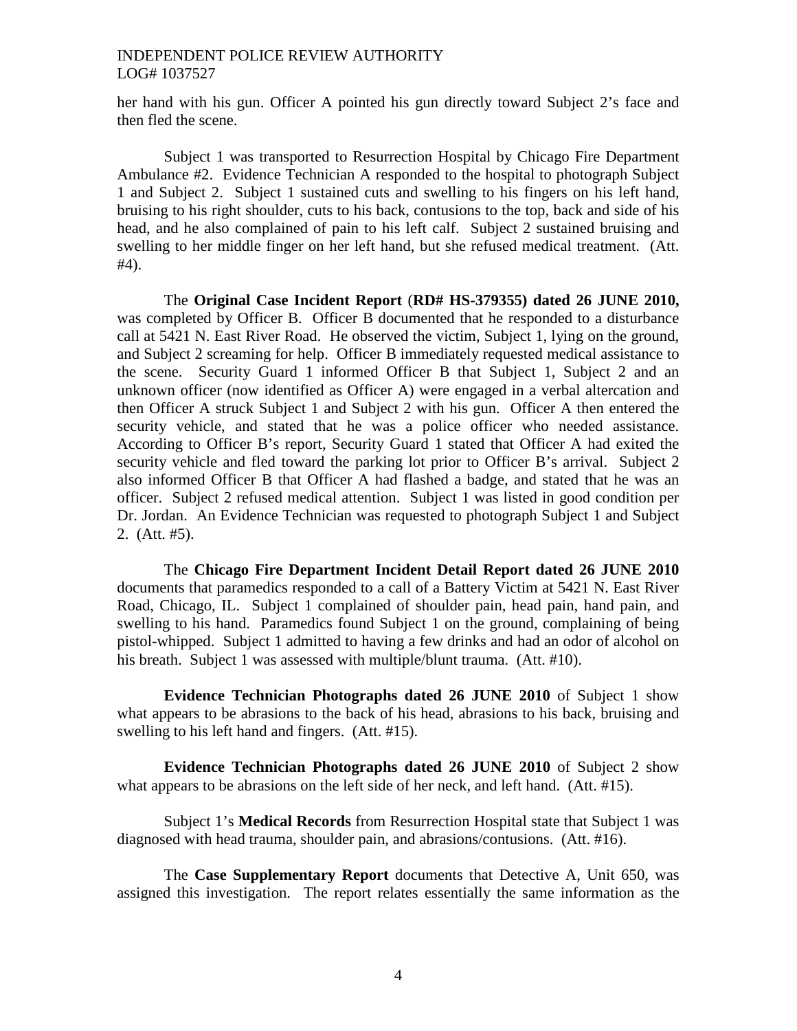her hand with his gun. Officer A pointed his gun directly toward Subject 2's face and then fled the scene.

Subject 1 was transported to Resurrection Hospital by Chicago Fire Department Ambulance #2. Evidence Technician A responded to the hospital to photograph Subject 1 and Subject 2. Subject 1 sustained cuts and swelling to his fingers on his left hand, bruising to his right shoulder, cuts to his back, contusions to the top, back and side of his head, and he also complained of pain to his left calf. Subject 2 sustained bruising and swelling to her middle finger on her left hand, but she refused medical treatment. (Att. #4).

The **Original Case Incident Report** (**RD# HS-379355) dated 26 JUNE 2010,** was completed by Officer B. Officer B documented that he responded to a disturbance call at 5421 N. East River Road. He observed the victim, Subject 1, lying on the ground, and Subject 2 screaming for help. Officer B immediately requested medical assistance to the scene. Security Guard 1 informed Officer B that Subject 1, Subject 2 and an unknown officer (now identified as Officer A) were engaged in a verbal altercation and then Officer A struck Subject 1 and Subject 2 with his gun. Officer A then entered the security vehicle, and stated that he was a police officer who needed assistance. According to Officer B's report, Security Guard 1 stated that Officer A had exited the security vehicle and fled toward the parking lot prior to Officer B's arrival. Subject 2 also informed Officer B that Officer A had flashed a badge, and stated that he was an officer. Subject 2 refused medical attention. Subject 1 was listed in good condition per Dr. Jordan. An Evidence Technician was requested to photograph Subject 1 and Subject 2. (Att. #5).

The **Chicago Fire Department Incident Detail Report dated 26 JUNE 2010** documents that paramedics responded to a call of a Battery Victim at 5421 N. East River Road, Chicago, IL. Subject 1 complained of shoulder pain, head pain, hand pain, and swelling to his hand. Paramedics found Subject 1 on the ground, complaining of being pistol-whipped. Subject 1 admitted to having a few drinks and had an odor of alcohol on his breath. Subject 1 was assessed with multiple/blunt trauma. (Att. #10).

**Evidence Technician Photographs dated 26 JUNE 2010** of Subject 1 show what appears to be abrasions to the back of his head, abrasions to his back, bruising and swelling to his left hand and fingers. (Att. #15).

**Evidence Technician Photographs dated 26 JUNE 2010** of Subject 2 show what appears to be abrasions on the left side of her neck, and left hand. (Att. #15).

Subject 1's **Medical Records** from Resurrection Hospital state that Subject 1 was diagnosed with head trauma, shoulder pain, and abrasions/contusions. (Att. #16).

The **Case Supplementary Report** documents that Detective A, Unit 650, was assigned this investigation. The report relates essentially the same information as the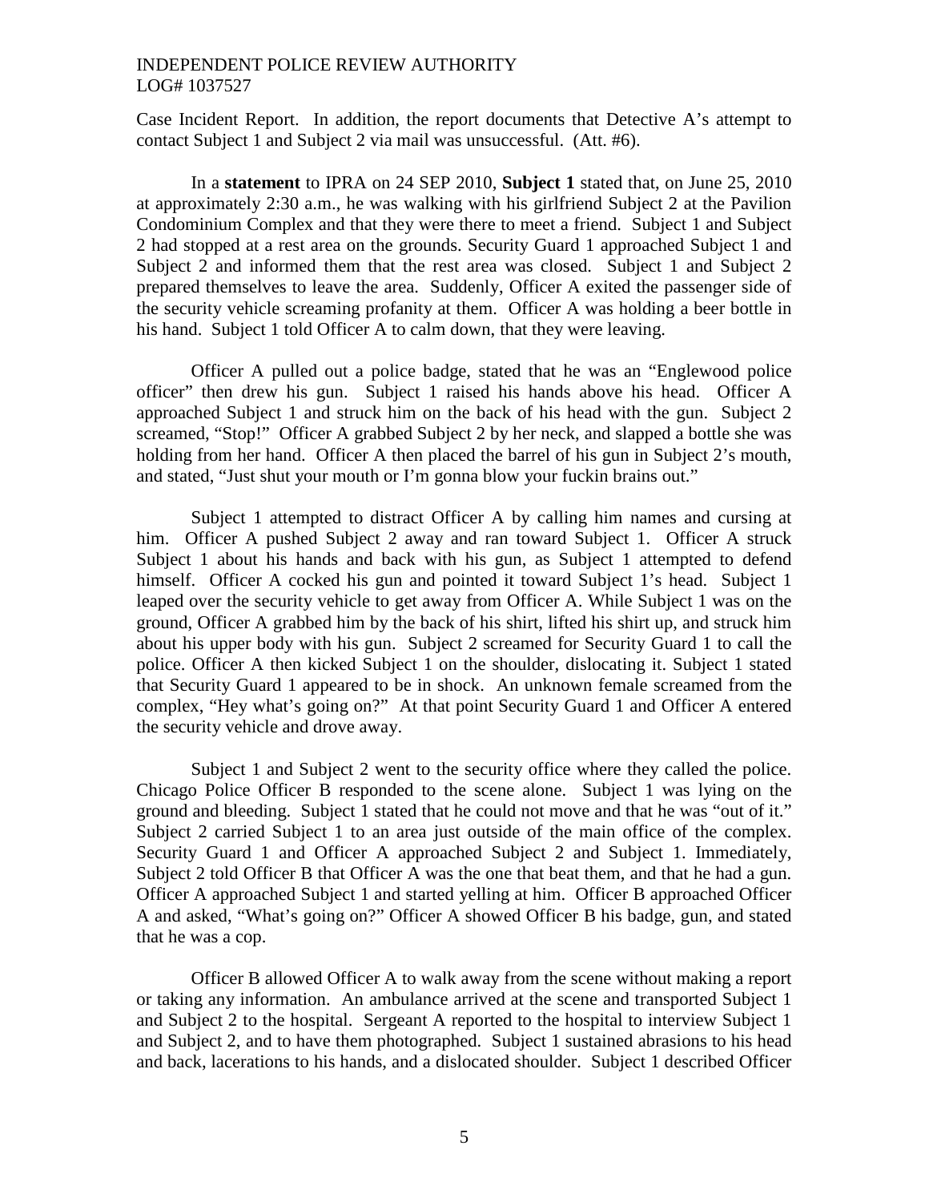Case Incident Report. In addition, the report documents that Detective A's attempt to contact Subject 1 and Subject 2 via mail was unsuccessful. (Att. #6).

In a **statement** to IPRA on 24 SEP 2010, **Subject 1** stated that, on June 25, 2010 at approximately 2:30 a.m., he was walking with his girlfriend Subject 2 at the Pavilion Condominium Complex and that they were there to meet a friend. Subject 1 and Subject 2 had stopped at a rest area on the grounds. Security Guard 1 approached Subject 1 and Subject 2 and informed them that the rest area was closed. Subject 1 and Subject 2 prepared themselves to leave the area. Suddenly, Officer A exited the passenger side of the security vehicle screaming profanity at them. Officer A was holding a beer bottle in his hand. Subject 1 told Officer A to calm down, that they were leaving.

Officer A pulled out a police badge, stated that he was an "Englewood police officer" then drew his gun. Subject 1 raised his hands above his head. Officer A approached Subject 1 and struck him on the back of his head with the gun. Subject 2 screamed, "Stop!" Officer A grabbed Subject 2 by her neck, and slapped a bottle she was holding from her hand. Officer A then placed the barrel of his gun in Subject 2's mouth, and stated, "Just shut your mouth or I'm gonna blow your fuckin brains out."

Subject 1 attempted to distract Officer A by calling him names and cursing at him. Officer A pushed Subject 2 away and ran toward Subject 1. Officer A struck Subject 1 about his hands and back with his gun, as Subject 1 attempted to defend himself. Officer A cocked his gun and pointed it toward Subject 1's head. Subject 1 leaped over the security vehicle to get away from Officer A. While Subject 1 was on the ground, Officer A grabbed him by the back of his shirt, lifted his shirt up, and struck him about his upper body with his gun. Subject 2 screamed for Security Guard 1 to call the police. Officer A then kicked Subject 1 on the shoulder, dislocating it. Subject 1 stated that Security Guard 1 appeared to be in shock. An unknown female screamed from the complex, "Hey what's going on?" At that point Security Guard 1 and Officer A entered the security vehicle and drove away.

Subject 1 and Subject 2 went to the security office where they called the police. Chicago Police Officer B responded to the scene alone. Subject 1 was lying on the ground and bleeding. Subject 1 stated that he could not move and that he was "out of it." Subject 2 carried Subject 1 to an area just outside of the main office of the complex. Security Guard 1 and Officer A approached Subject 2 and Subject 1. Immediately, Subject 2 told Officer B that Officer A was the one that beat them, and that he had a gun. Officer A approached Subject 1 and started yelling at him. Officer B approached Officer A and asked, "What's going on?" Officer A showed Officer B his badge, gun, and stated that he was a cop.

Officer B allowed Officer A to walk away from the scene without making a report or taking any information. An ambulance arrived at the scene and transported Subject 1 and Subject 2 to the hospital. Sergeant A reported to the hospital to interview Subject 1 and Subject 2, and to have them photographed. Subject 1 sustained abrasions to his head and back, lacerations to his hands, and a dislocated shoulder. Subject 1 described Officer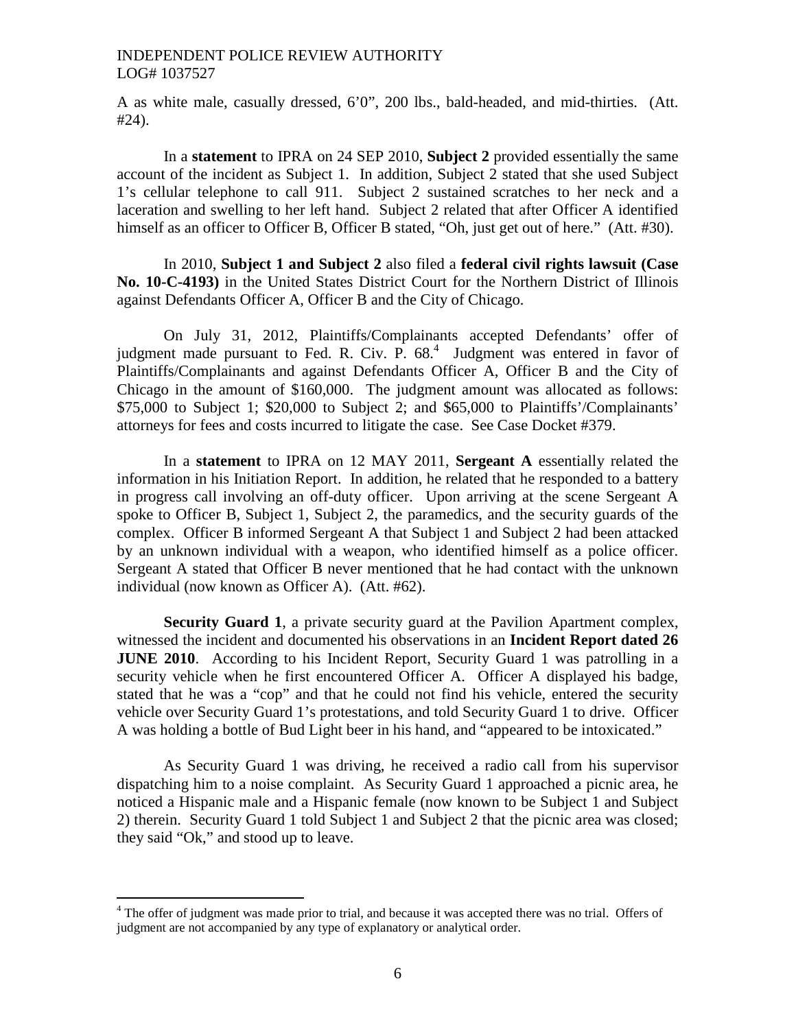A as white male, casually dressed, 6'0", 200 lbs., bald-headed, and mid-thirties. (Att. #24).

In a **statement** to IPRA on 24 SEP 2010, **Subject 2** provided essentially the same account of the incident as Subject 1. In addition, Subject 2 stated that she used Subject 1's cellular telephone to call 911. Subject 2 sustained scratches to her neck and a laceration and swelling to her left hand. Subject 2 related that after Officer A identified himself as an officer to Officer B, Officer B stated, "Oh, just get out of here." (Att. #30).

In 2010, **Subject 1 and Subject 2** also filed a **federal civil rights lawsuit (Case No. 10-C-4193)** in the United States District Court for the Northern District of Illinois against Defendants Officer A, Officer B and the City of Chicago.

On July 31, 2012, Plaintiffs/Complainants accepted Defendants' offer of judgment made pursuant to Fed. R. Civ. P. 68.[4] Judgment was entered in favor of Plaintiffs/Complainants and against Defendants Officer A, Officer B and the City of Chicago in the amount of $160,000. The judgment amount was allocated as follows: $75,000 to Subject 1; $20,000 to Subject 2; and $65,000 to Plaintiffs'/Complainants' attorneys for fees and costs incurred to litigate the case. See Case Docket #379.

In a **statement** to IPRA on 12 MAY 2011, **Sergeant A** essentially related the information in his Initiation Report. In addition, he related that he responded to a battery in progress call involving an off-duty officer. Upon arriving at the scene Sergeant A spoke to Officer B, Subject 1, Subject 2, the paramedics, and the security guards of the complex. Officer B informed Sergeant A that Subject 1 and Subject 2 had been attacked by an unknown individual with a weapon, who identified himself as a police officer. Sergeant A stated that Officer B never mentioned that he had contact with the unknown individual (now known as Officer A). (Att. #62).

**Security Guard 1**, a private security guard at the Pavilion Apartment complex, witnessed the incident and documented his observations in an **Incident Report dated 26 JUNE 2010**. According to his Incident Report, Security Guard 1 was patrolling in a security vehicle when he first encountered Officer A. Officer A displayed his badge, stated that he was a "cop" and that he could not find his vehicle, entered the security vehicle over Security Guard 1's protestations, and told Security Guard 1 to drive. Officer A was holding a bottle of Bud Light beer in his hand, and "appeared to be intoxicated."

As Security Guard 1 was driving, he received a radio call from his supervisor dispatching him to a noise complaint. As Security Guard 1 approached a picnic area, he noticed a Hispanic male and a Hispanic female (now known to be Subject 1 and Subject 2) therein. Security Guard 1 told Subject 1 and Subject 2 that the picnic area was closed; they said "Ok," and stood up to leave.

[4] The offer of judgment was made prior to trial, and because it was accepted there was no trial. Offers of judgment are not accompanied by any type of explanatory or analytical order.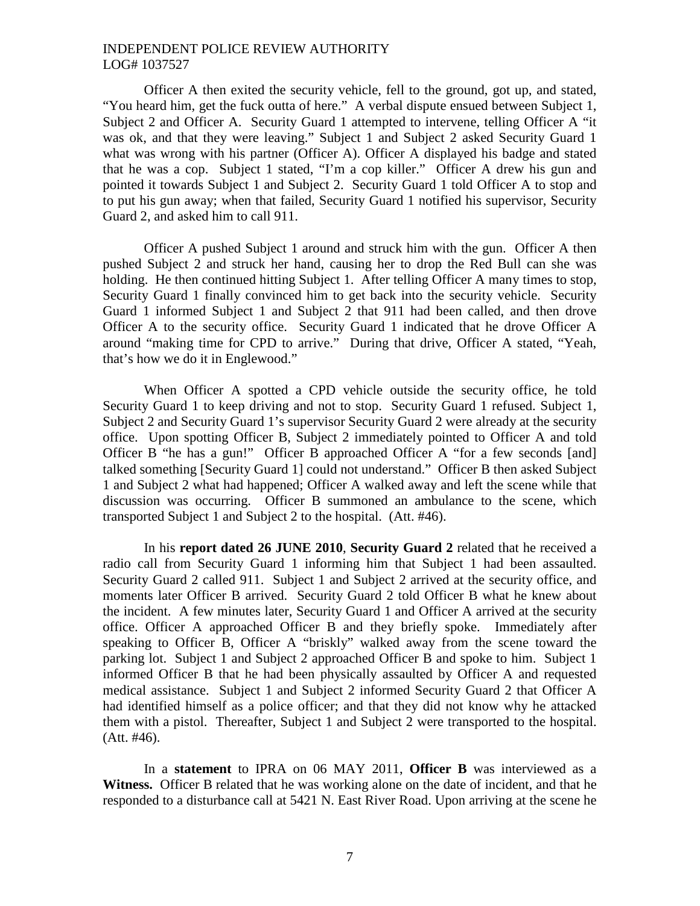Officer A then exited the security vehicle, fell to the ground, got up, and stated, "You heard him, get the fuck outta of here." A verbal dispute ensued between Subject 1, Subject 2 and Officer A. Security Guard 1 attempted to intervene, telling Officer A "it was ok, and that they were leaving." Subject 1 and Subject 2 asked Security Guard 1 what was wrong with his partner (Officer A). Officer A displayed his badge and stated that he was a cop. Subject 1 stated, "I'm a cop killer." Officer A drew his gun and pointed it towards Subject 1 and Subject 2. Security Guard 1 told Officer A to stop and to put his gun away; when that failed, Security Guard 1 notified his supervisor, Security Guard 2, and asked him to call 911.

Officer A pushed Subject 1 around and struck him with the gun. Officer A then pushed Subject 2 and struck her hand, causing her to drop the Red Bull can she was holding. He then continued hitting Subject 1. After telling Officer A many times to stop, Security Guard 1 finally convinced him to get back into the security vehicle. Security Guard 1 informed Subject 1 and Subject 2 that 911 had been called, and then drove Officer A to the security office. Security Guard 1 indicated that he drove Officer A around "making time for CPD to arrive." During that drive, Officer A stated, "Yeah, that's how we do it in Englewood."

When Officer A spotted a CPD vehicle outside the security office, he told Security Guard 1 to keep driving and not to stop. Security Guard 1 refused. Subject 1, Subject 2 and Security Guard 1's supervisor Security Guard 2 were already at the security office. Upon spotting Officer B, Subject 2 immediately pointed to Officer A and told Officer B "he has a gun!" Officer B approached Officer A "for a few seconds [and] talked something [Security Guard 1] could not understand." Officer B then asked Subject 1 and Subject 2 what had happened; Officer A walked away and left the scene while that discussion was occurring. Officer B summoned an ambulance to the scene, which transported Subject 1 and Subject 2 to the hospital. (Att. #46).

In his **report dated 26 JUNE 2010**, **Security Guard 2** related that he received a radio call from Security Guard 1 informing him that Subject 1 had been assaulted. Security Guard 2 called 911. Subject 1 and Subject 2 arrived at the security office, and moments later Officer B arrived. Security Guard 2 told Officer B what he knew about the incident. A few minutes later, Security Guard 1 and Officer A arrived at the security office. Officer A approached Officer B and they briefly spoke. Immediately after speaking to Officer B, Officer A "briskly" walked away from the scene toward the parking lot. Subject 1 and Subject 2 approached Officer B and spoke to him. Subject 1 informed Officer B that he had been physically assaulted by Officer A and requested medical assistance. Subject 1 and Subject 2 informed Security Guard 2 that Officer A had identified himself as a police officer; and that they did not know why he attacked them with a pistol. Thereafter, Subject 1 and Subject 2 were transported to the hospital. (Att. #46).

In a **statement** to IPRA on 06 MAY 2011, **Officer B** was interviewed as a **Witness.** Officer B related that he was working alone on the date of incident, and that he responded to a disturbance call at 5421 N. East River Road. Upon arriving at the scene he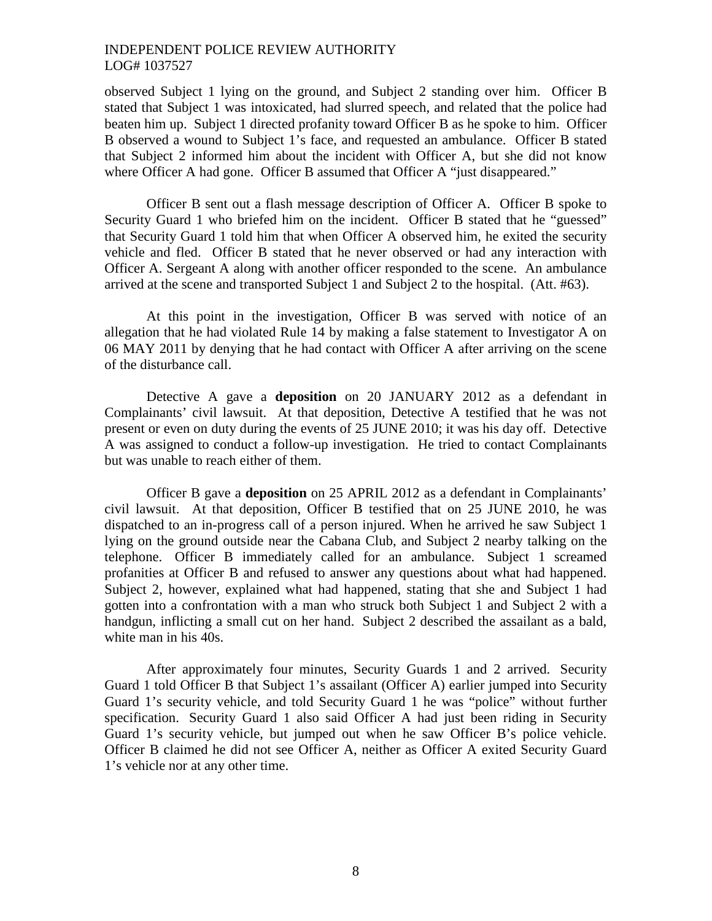observed Subject 1 lying on the ground, and Subject 2 standing over him. Officer B stated that Subject 1 was intoxicated, had slurred speech, and related that the police had beaten him up. Subject 1 directed profanity toward Officer B as he spoke to him. Officer B observed a wound to Subject 1's face, and requested an ambulance. Officer B stated that Subject 2 informed him about the incident with Officer A, but she did not know where Officer A had gone. Officer B assumed that Officer A "just disappeared."

Officer B sent out a flash message description of Officer A. Officer B spoke to Security Guard 1 who briefed him on the incident. Officer B stated that he "guessed" that Security Guard 1 told him that when Officer A observed him, he exited the security vehicle and fled. Officer B stated that he never observed or had any interaction with Officer A. Sergeant A along with another officer responded to the scene. An ambulance arrived at the scene and transported Subject 1 and Subject 2 to the hospital. (Att. #63).

At this point in the investigation, Officer B was served with notice of an allegation that he had violated Rule 14 by making a false statement to Investigator A on 06 MAY 2011 by denying that he had contact with Officer A after arriving on the scene of the disturbance call.

Detective A gave a **deposition** on 20 JANUARY 2012 as a defendant in Complainants' civil lawsuit. At that deposition, Detective A testified that he was not present or even on duty during the events of 25 JUNE 2010; it was his day off. Detective A was assigned to conduct a follow-up investigation. He tried to contact Complainants but was unable to reach either of them.

Officer B gave a **deposition** on 25 APRIL 2012 as a defendant in Complainants' civil lawsuit. At that deposition, Officer B testified that on 25 JUNE 2010, he was dispatched to an in-progress call of a person injured. When he arrived he saw Subject 1 lying on the ground outside near the Cabana Club, and Subject 2 nearby talking on the telephone. Officer B immediately called for an ambulance. Subject 1 screamed profanities at Officer B and refused to answer any questions about what had happened. Subject 2, however, explained what had happened, stating that she and Subject 1 had gotten into a confrontation with a man who struck both Subject 1 and Subject 2 with a handgun, inflicting a small cut on her hand. Subject 2 described the assailant as a bald, white man in his 40s.

After approximately four minutes, Security Guards 1 and 2 arrived. Security Guard 1 told Officer B that Subject 1's assailant (Officer A) earlier jumped into Security Guard 1's security vehicle, and told Security Guard 1 he was "police" without further specification. Security Guard 1 also said Officer A had just been riding in Security Guard 1's security vehicle, but jumped out when he saw Officer B's police vehicle. Officer B claimed he did not see Officer A, neither as Officer A exited Security Guard 1's vehicle nor at any other time.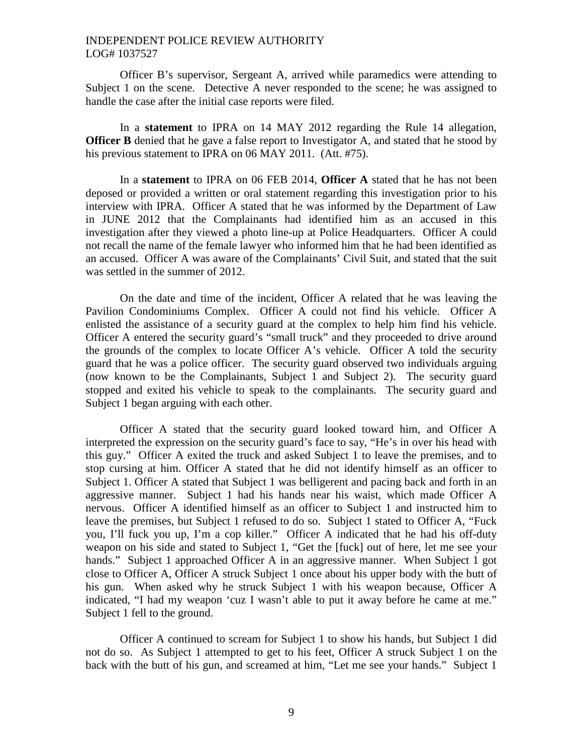Officer B's supervisor, Sergeant A, arrived while paramedics were attending to Subject 1 on the scene. Detective A never responded to the scene; he was assigned to handle the case after the initial case reports were filed.

In a **statement** to IPRA on 14 MAY 2012 regarding the Rule 14 allegation, **Officer B** denied that he gave a false report to Investigator A, and stated that he stood by his previous statement to IPRA on 06 MAY 2011. (Att. #75).

In a **statement** to IPRA on 06 FEB 2014, **Officer A** stated that he has not been deposed or provided a written or oral statement regarding this investigation prior to his interview with IPRA. Officer A stated that he was informed by the Department of Law in JUNE 2012 that the Complainants had identified him as an accused in this investigation after they viewed a photo line-up at Police Headquarters. Officer A could not recall the name of the female lawyer who informed him that he had been identified as an accused. Officer A was aware of the Complainants' Civil Suit, and stated that the suit was settled in the summer of 2012.

On the date and time of the incident, Officer A related that he was leaving the Pavilion Condominiums Complex. Officer A could not find his vehicle. Officer A enlisted the assistance of a security guard at the complex to help him find his vehicle. Officer A entered the security guard's "small truck" and they proceeded to drive around the grounds of the complex to locate Officer A's vehicle. Officer A told the security guard that he was a police officer. The security guard observed two individuals arguing (now known to be the Complainants, Subject 1 and Subject 2). The security guard stopped and exited his vehicle to speak to the complainants. The security guard and Subject 1 began arguing with each other.

Officer A stated that the security guard looked toward him, and Officer A interpreted the expression on the security guard's face to say, "He's in over his head with this guy." Officer A exited the truck and asked Subject 1 to leave the premises, and to stop cursing at him. Officer A stated that he did not identify himself as an officer to Subject 1. Officer A stated that Subject 1 was belligerent and pacing back and forth in an aggressive manner. Subject 1 had his hands near his waist, which made Officer A nervous. Officer A identified himself as an officer to Subject 1 and instructed him to leave the premises, but Subject 1 refused to do so. Subject 1 stated to Officer A, "Fuck you, I'll fuck you up, I'm a cop killer." Officer A indicated that he had his off-duty weapon on his side and stated to Subject 1, "Get the [fuck] out of here, let me see your hands." Subject 1 approached Officer A in an aggressive manner. When Subject 1 got close to Officer A, Officer A struck Subject 1 once about his upper body with the butt of his gun. When asked why he struck Subject 1 with his weapon because, Officer A indicated, "I had my weapon 'cuz I wasn't able to put it away before he came at me." Subject 1 fell to the ground.

Officer A continued to scream for Subject 1 to show his hands, but Subject 1 did not do so. As Subject 1 attempted to get to his feet, Officer A struck Subject 1 on the back with the butt of his gun, and screamed at him, "Let me see your hands." Subject 1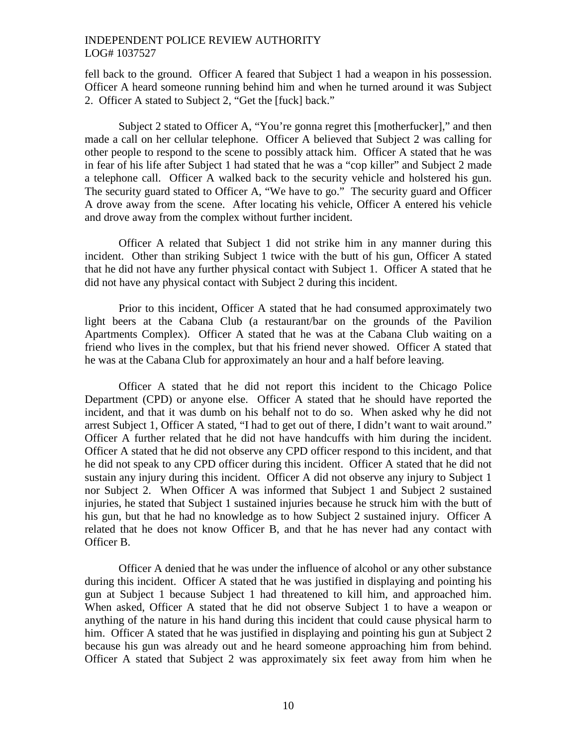fell back to the ground. Officer A feared that Subject 1 had a weapon in his possession. Officer A heard someone running behind him and when he turned around it was Subject 2. Officer A stated to Subject 2, "Get the [fuck] back."

Subject 2 stated to Officer A, "You're gonna regret this [motherfucker]," and then made a call on her cellular telephone. Officer A believed that Subject 2 was calling for other people to respond to the scene to possibly attack him. Officer A stated that he was in fear of his life after Subject 1 had stated that he was a "cop killer" and Subject 2 made a telephone call. Officer A walked back to the security vehicle and holstered his gun. The security guard stated to Officer A, "We have to go." The security guard and Officer A drove away from the scene. After locating his vehicle, Officer A entered his vehicle and drove away from the complex without further incident.

Officer A related that Subject 1 did not strike him in any manner during this incident. Other than striking Subject 1 twice with the butt of his gun, Officer A stated that he did not have any further physical contact with Subject 1. Officer A stated that he did not have any physical contact with Subject 2 during this incident.

Prior to this incident, Officer A stated that he had consumed approximately two light beers at the Cabana Club (a restaurant/bar on the grounds of the Pavilion Apartments Complex). Officer A stated that he was at the Cabana Club waiting on a friend who lives in the complex, but that his friend never showed. Officer A stated that he was at the Cabana Club for approximately an hour and a half before leaving.

Officer A stated that he did not report this incident to the Chicago Police Department (CPD) or anyone else. Officer A stated that he should have reported the incident, and that it was dumb on his behalf not to do so. When asked why he did not arrest Subject 1, Officer A stated, "I had to get out of there, I didn't want to wait around." Officer A further related that he did not have handcuffs with him during the incident. Officer A stated that he did not observe any CPD officer respond to this incident, and that he did not speak to any CPD officer during this incident. Officer A stated that he did not sustain any injury during this incident. Officer A did not observe any injury to Subject 1 nor Subject 2. When Officer A was informed that Subject 1 and Subject 2 sustained injuries, he stated that Subject 1 sustained injuries because he struck him with the butt of his gun, but that he had no knowledge as to how Subject 2 sustained injury. Officer A related that he does not know Officer B, and that he has never had any contact with Officer B.

Officer A denied that he was under the influence of alcohol or any other substance during this incident. Officer A stated that he was justified in displaying and pointing his gun at Subject 1 because Subject 1 had threatened to kill him, and approached him. When asked, Officer A stated that he did not observe Subject 1 to have a weapon or anything of the nature in his hand during this incident that could cause physical harm to him. Officer A stated that he was justified in displaying and pointing his gun at Subject 2 because his gun was already out and he heard someone approaching him from behind. Officer A stated that Subject 2 was approximately six feet away from him when he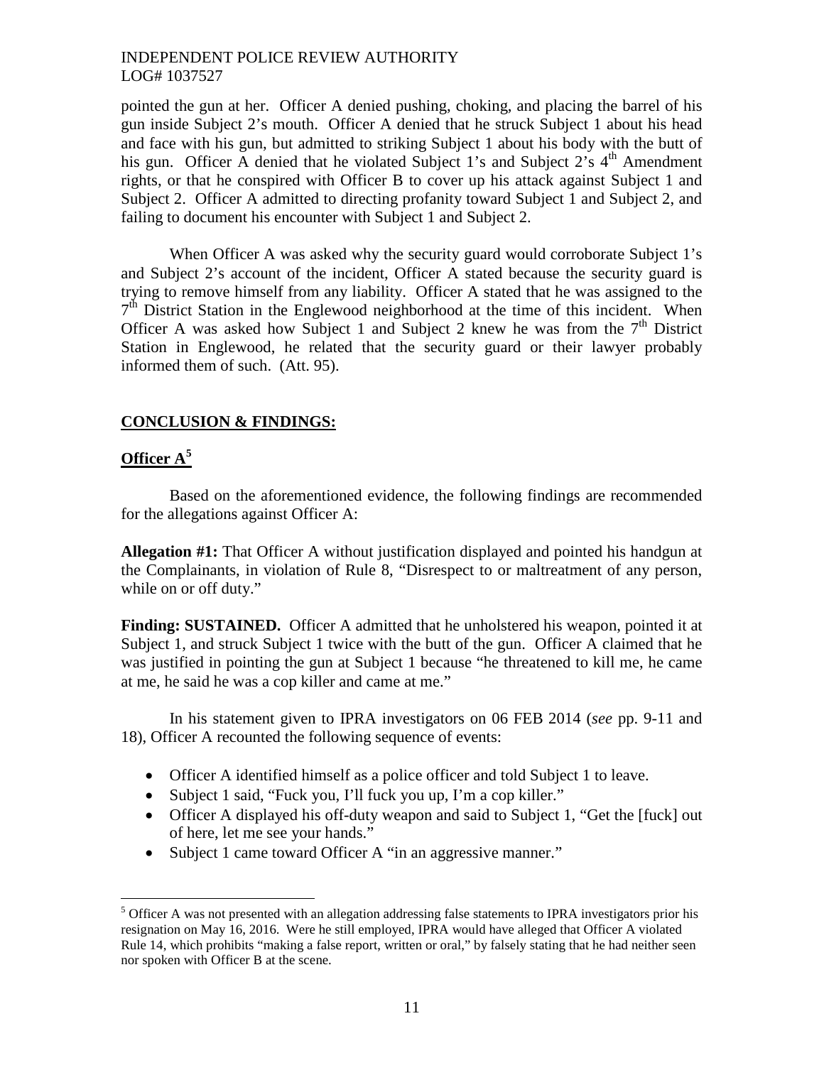pointed the gun at her. Officer A denied pushing, choking, and placing the barrel of his gun inside Subject 2's mouth. Officer A denied that he struck Subject 1 about his head and face with his gun, but admitted to striking Subject 1 about his body with the butt of his gun. Officer A denied that he violated Subject 1's and Subject 2's 4th Amendment rights, or that he conspired with Officer B to cover up his attack against Subject 1 and Subject 2. Officer A admitted to directing profanity toward Subject 1 and Subject 2, and failing to document his encounter with Subject 1 and Subject 2.

When Officer A was asked why the security guard would corroborate Subject 1's and Subject 2's account of the incident, Officer A stated because the security guard is trying to remove himself from any liability. Officer A stated that he was assigned to the 7th District Station in the Englewood neighborhood at the time of this incident. When Officer A was asked how Subject 1 and Subject 2 knew he was from the 7th District Station in Englewood, he related that the security guard or their lawyer probably informed them of such. (Att. 95).

## **CONCLUSION & FINDINGS:**

### **Officer A**[5]

Based on the aforementioned evidence, the following findings are recommended for the allegations against Officer A:

**Allegation #1:** That Officer A without justification displayed and pointed his handgun at the Complainants, in violation of Rule 8, "Disrespect to or maltreatment of any person, while on or off duty."

**Finding: SUSTAINED.** Officer A admitted that he unholstered his weapon, pointed it at Subject 1, and struck Subject 1 twice with the butt of the gun. Officer A claimed that he was justified in pointing the gun at Subject 1 because "he threatened to kill me, he came at me, he said he was a cop killer and came at me."

In his statement given to IPRA investigators on 06 FEB 2014 (*see* pp. 9-11 and 18), Officer A recounted the following sequence of events:

- Officer A identified himself as a police officer and told Subject 1 to leave.
- Subject 1 said, "Fuck you, I'll fuck you up, I'm a cop killer."
- Officer A displayed his off-duty weapon and said to Subject 1, "Get the [fuck] out of here, let me see your hands."
- Subject 1 came toward Officer A "in an aggressive manner."

[5] Officer A was not presented with an allegation addressing false statements to IPRA investigators prior his resignation on May 16, 2016. Were he still employed, IPRA would have alleged that Officer A violated Rule 14, which prohibits "making a false report, written or oral," by falsely stating that he had neither seen nor spoken with Officer B at the scene.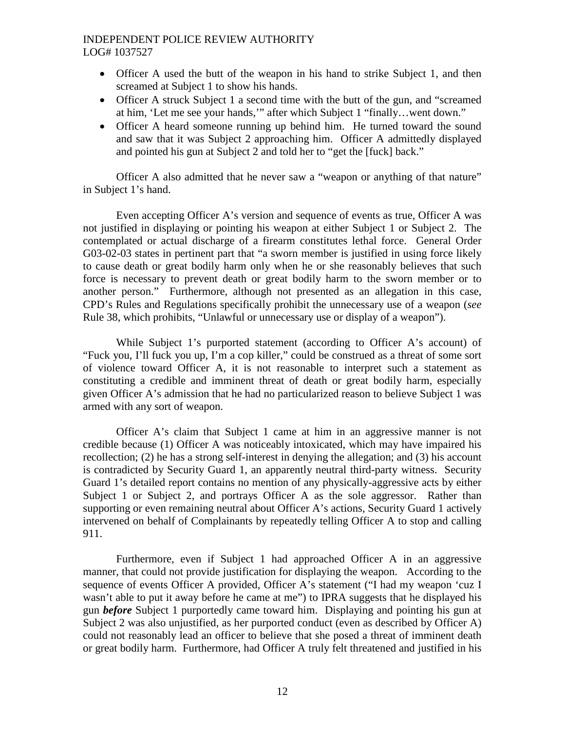- Officer A used the butt of the weapon in his hand to strike Subject 1, and then screamed at Subject 1 to show his hands.
- Officer A struck Subject 1 a second time with the butt of the gun, and "screamed at him, 'Let me see your hands,'" after which Subject 1 "finally…went down."
- Officer A heard someone running up behind him. He turned toward the sound and saw that it was Subject 2 approaching him. Officer A admittedly displayed and pointed his gun at Subject 2 and told her to "get the [fuck] back."

Officer A also admitted that he never saw a "weapon or anything of that nature" in Subject 1's hand.

Even accepting Officer A's version and sequence of events as true, Officer A was not justified in displaying or pointing his weapon at either Subject 1 or Subject 2. The contemplated or actual discharge of a firearm constitutes lethal force. General Order G03-02-03 states in pertinent part that "a sworn member is justified in using force likely to cause death or great bodily harm only when he or she reasonably believes that such force is necessary to prevent death or great bodily harm to the sworn member or to another person." Furthermore, although not presented as an allegation in this case, CPD's Rules and Regulations specifically prohibit the unnecessary use of a weapon (*see* Rule 38, which prohibits, "Unlawful or unnecessary use or display of a weapon").

While Subject 1's purported statement (according to Officer A's account) of "Fuck you, I'll fuck you up, I'm a cop killer," could be construed as a threat of some sort of violence toward Officer A, it is not reasonable to interpret such a statement as constituting a credible and imminent threat of death or great bodily harm, especially given Officer A's admission that he had no particularized reason to believe Subject 1 was armed with any sort of weapon.

Officer A's claim that Subject 1 came at him in an aggressive manner is not credible because (1) Officer A was noticeably intoxicated, which may have impaired his recollection; (2) he has a strong self-interest in denying the allegation; and (3) his account is contradicted by Security Guard 1, an apparently neutral third-party witness. Security Guard 1's detailed report contains no mention of any physically-aggressive acts by either Subject 1 or Subject 2, and portrays Officer A as the sole aggressor. Rather than supporting or even remaining neutral about Officer A's actions, Security Guard 1 actively intervened on behalf of Complainants by repeatedly telling Officer A to stop and calling 911.

Furthermore, even if Subject 1 had approached Officer A in an aggressive manner, that could not provide justification for displaying the weapon. According to the sequence of events Officer A provided, Officer A's statement ("I had my weapon 'cuz I wasn't able to put it away before he came at me") to IPRA suggests that he displayed his gun ***before*** Subject 1 purportedly came toward him. Displaying and pointing his gun at Subject 2 was also unjustified, as her purported conduct (even as described by Officer A) could not reasonably lead an officer to believe that she posed a threat of imminent death or great bodily harm. Furthermore, had Officer A truly felt threatened and justified in his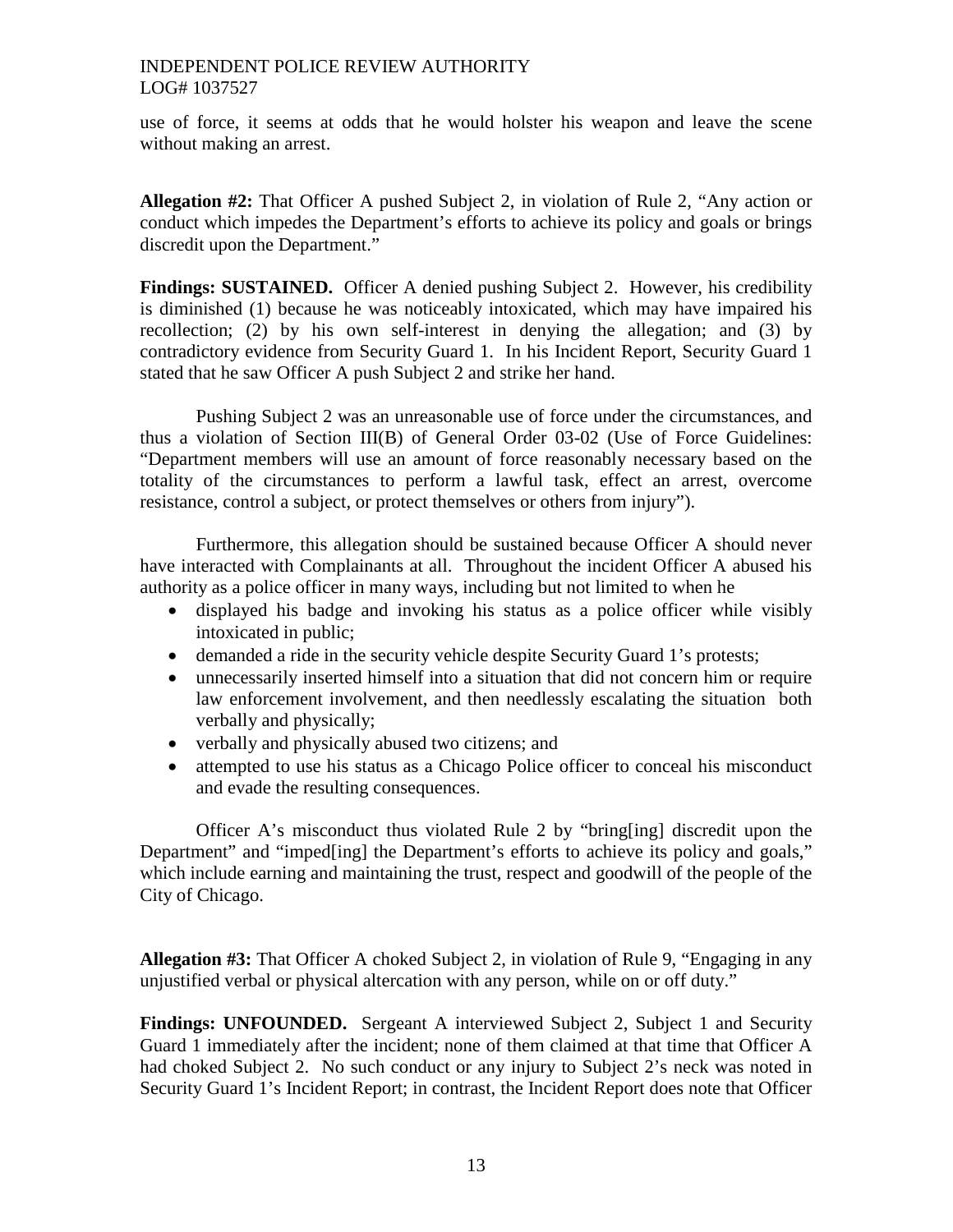use of force, it seems at odds that he would holster his weapon and leave the scene without making an arrest.

**Allegation #2:** That Officer A pushed Subject 2, in violation of Rule 2, "Any action or conduct which impedes the Department's efforts to achieve its policy and goals or brings discredit upon the Department."

**Findings: SUSTAINED.** Officer A denied pushing Subject 2. However, his credibility is diminished (1) because he was noticeably intoxicated, which may have impaired his recollection; (2) by his own self-interest in denying the allegation; and (3) by contradictory evidence from Security Guard 1. In his Incident Report, Security Guard 1 stated that he saw Officer A push Subject 2 and strike her hand.

Pushing Subject 2 was an unreasonable use of force under the circumstances, and thus a violation of Section III(B) of General Order 03-02 (Use of Force Guidelines: "Department members will use an amount of force reasonably necessary based on the totality of the circumstances to perform a lawful task, effect an arrest, overcome resistance, control a subject, or protect themselves or others from injury").

Furthermore, this allegation should be sustained because Officer A should never have interacted with Complainants at all. Throughout the incident Officer A abused his authority as a police officer in many ways, including but not limited to when he

- displayed his badge and invoking his status as a police officer while visibly intoxicated in public;
- demanded a ride in the security vehicle despite Security Guard 1's protests;
- unnecessarily inserted himself into a situation that did not concern him or require law enforcement involvement, and then needlessly escalating the situation both verbally and physically;
- verbally and physically abused two citizens; and
- attempted to use his status as a Chicago Police officer to conceal his misconduct and evade the resulting consequences.

Officer A's misconduct thus violated Rule 2 by "bring[ing] discredit upon the Department" and "imped[ing] the Department's efforts to achieve its policy and goals," which include earning and maintaining the trust, respect and goodwill of the people of the City of Chicago.

**Allegation #3:** That Officer A choked Subject 2, in violation of Rule 9, "Engaging in any unjustified verbal or physical altercation with any person, while on or off duty."

**Findings: UNFOUNDED.** Sergeant A interviewed Subject 2, Subject 1 and Security Guard 1 immediately after the incident; none of them claimed at that time that Officer A had choked Subject 2. No such conduct or any injury to Subject 2's neck was noted in Security Guard 1's Incident Report; in contrast, the Incident Report does note that Officer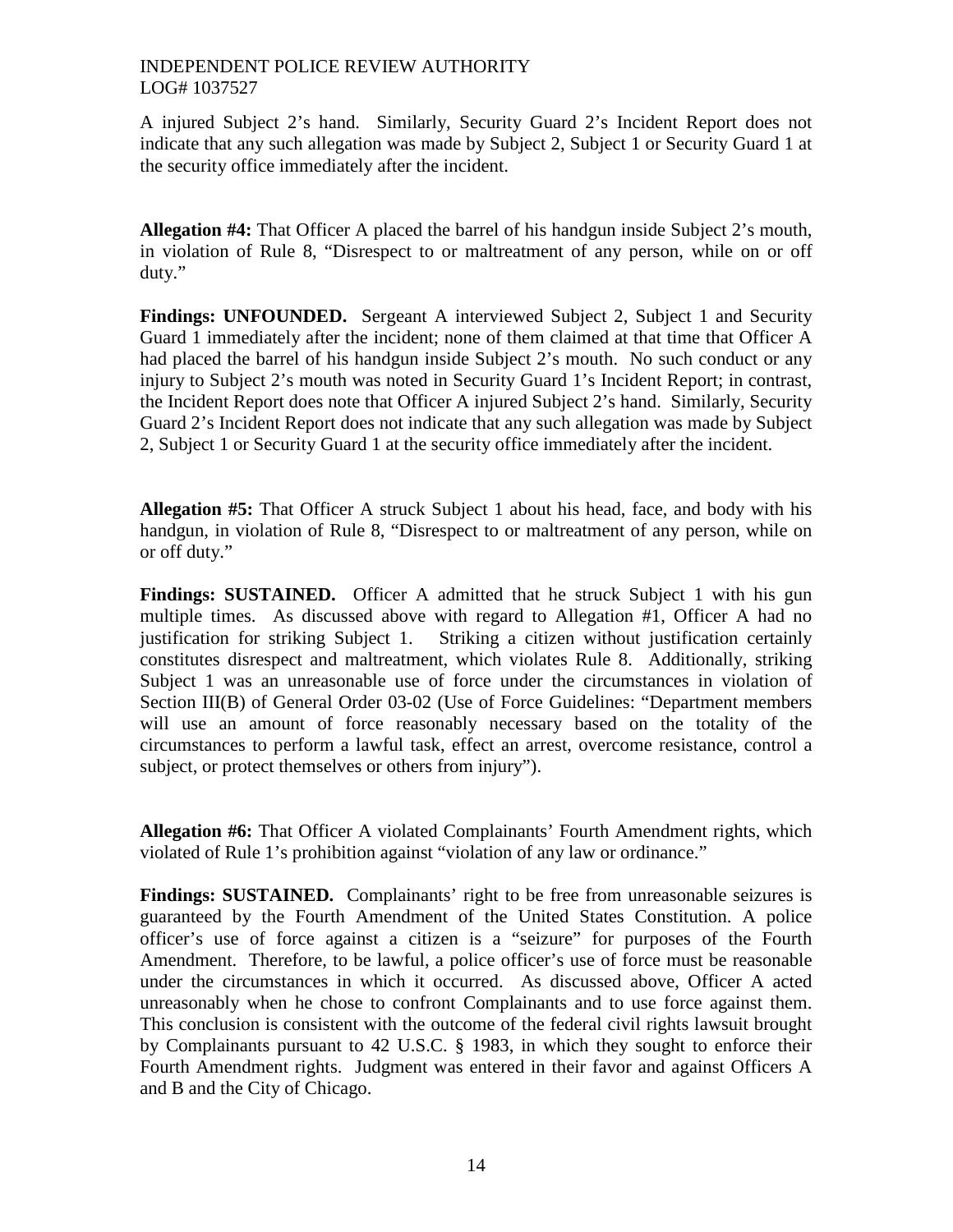A injured Subject 2's hand. Similarly, Security Guard 2's Incident Report does not indicate that any such allegation was made by Subject 2, Subject 1 or Security Guard 1 at the security office immediately after the incident.

**Allegation #4:** That Officer A placed the barrel of his handgun inside Subject 2's mouth, in violation of Rule 8, "Disrespect to or maltreatment of any person, while on or off duty."

**Findings: UNFOUNDED.** Sergeant A interviewed Subject 2, Subject 1 and Security Guard 1 immediately after the incident; none of them claimed at that time that Officer A had placed the barrel of his handgun inside Subject 2's mouth. No such conduct or any injury to Subject 2's mouth was noted in Security Guard 1's Incident Report; in contrast, the Incident Report does note that Officer A injured Subject 2's hand. Similarly, Security Guard 2's Incident Report does not indicate that any such allegation was made by Subject 2, Subject 1 or Security Guard 1 at the security office immediately after the incident.

**Allegation #5:** That Officer A struck Subject 1 about his head, face, and body with his handgun, in violation of Rule 8, "Disrespect to or maltreatment of any person, while on or off duty."

**Findings: SUSTAINED.** Officer A admitted that he struck Subject 1 with his gun multiple times. As discussed above with regard to Allegation #1, Officer A had no justification for striking Subject 1. Striking a citizen without justification certainly constitutes disrespect and maltreatment, which violates Rule 8. Additionally, striking Subject 1 was an unreasonable use of force under the circumstances in violation of Section III(B) of General Order 03-02 (Use of Force Guidelines: "Department members will use an amount of force reasonably necessary based on the totality of the circumstances to perform a lawful task, effect an arrest, overcome resistance, control a subject, or protect themselves or others from injury").

**Allegation #6:** That Officer A violated Complainants' Fourth Amendment rights, which violated of Rule 1's prohibition against "violation of any law or ordinance."

**Findings: SUSTAINED.** Complainants' right to be free from unreasonable seizures is guaranteed by the Fourth Amendment of the United States Constitution. A police officer's use of force against a citizen is a "seizure" for purposes of the Fourth Amendment. Therefore, to be lawful, a police officer's use of force must be reasonable under the circumstances in which it occurred. As discussed above, Officer A acted unreasonably when he chose to confront Complainants and to use force against them. This conclusion is consistent with the outcome of the federal civil rights lawsuit brought by Complainants pursuant to 42 U.S.C. § 1983, in which they sought to enforce their Fourth Amendment rights. Judgment was entered in their favor and against Officers A and B and the City of Chicago.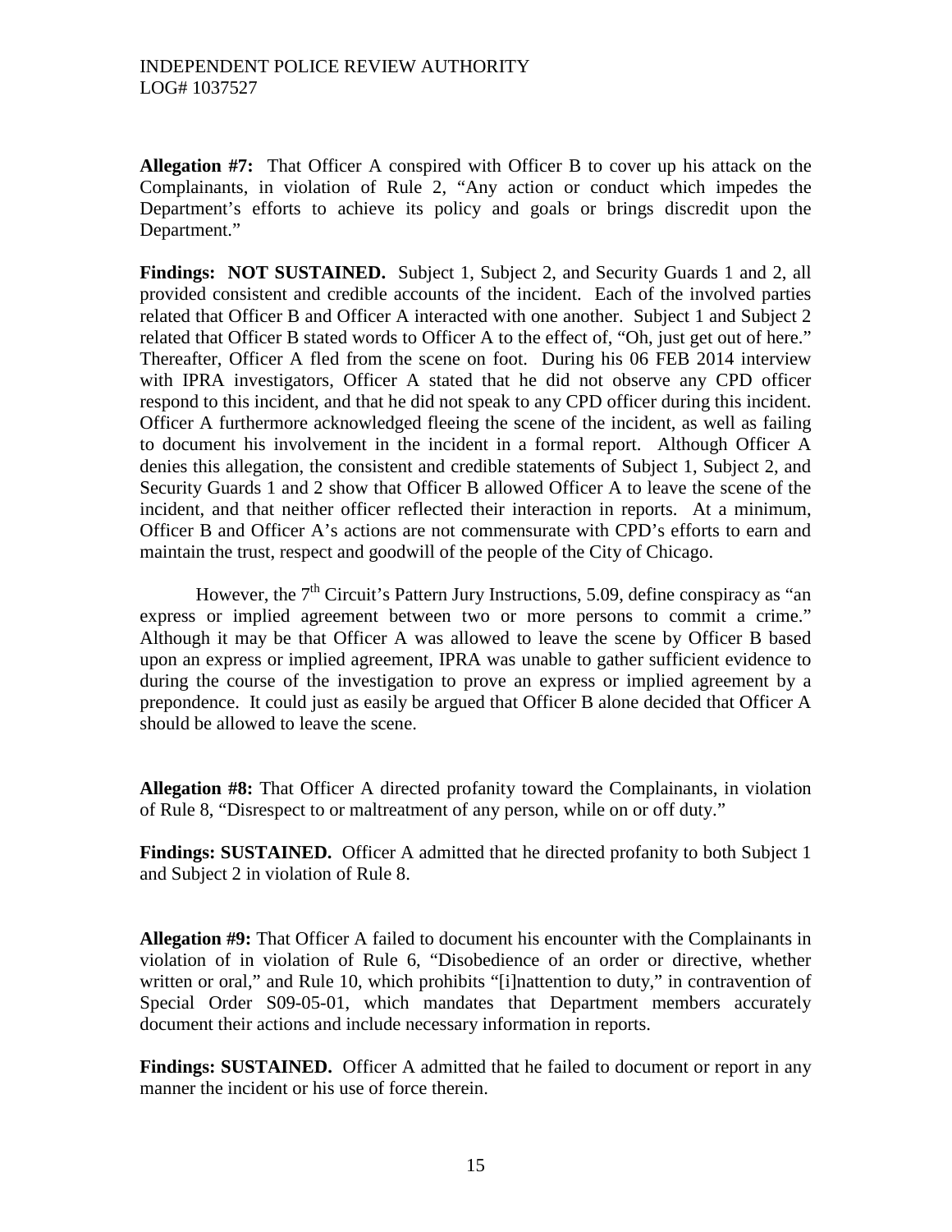**Allegation #7:** That Officer A conspired with Officer B to cover up his attack on the Complainants, in violation of Rule 2, "Any action or conduct which impedes the Department's efforts to achieve its policy and goals or brings discredit upon the Department."

**Findings: NOT SUSTAINED.** Subject 1, Subject 2, and Security Guards 1 and 2, all provided consistent and credible accounts of the incident. Each of the involved parties related that Officer B and Officer A interacted with one another. Subject 1 and Subject 2 related that Officer B stated words to Officer A to the effect of, "Oh, just get out of here." Thereafter, Officer A fled from the scene on foot. During his 06 FEB 2014 interview with IPRA investigators, Officer A stated that he did not observe any CPD officer respond to this incident, and that he did not speak to any CPD officer during this incident. Officer A furthermore acknowledged fleeing the scene of the incident, as well as failing to document his involvement in the incident in a formal report. Although Officer A denies this allegation, the consistent and credible statements of Subject 1, Subject 2, and Security Guards 1 and 2 show that Officer B allowed Officer A to leave the scene of the incident, and that neither officer reflected their interaction in reports. At a minimum, Officer B and Officer A's actions are not commensurate with CPD's efforts to earn and maintain the trust, respect and goodwill of the people of the City of Chicago.

However, the 7th Circuit's Pattern Jury Instructions, 5.09, define conspiracy as "an express or implied agreement between two or more persons to commit a crime." Although it may be that Officer A was allowed to leave the scene by Officer B based upon an express or implied agreement, IPRA was unable to gather sufficient evidence to during the course of the investigation to prove an express or implied agreement by a prepondence. It could just as easily be argued that Officer B alone decided that Officer A should be allowed to leave the scene.

**Allegation #8:** That Officer A directed profanity toward the Complainants, in violation of Rule 8, "Disrespect to or maltreatment of any person, while on or off duty."

**Findings: SUSTAINED.** Officer A admitted that he directed profanity to both Subject 1 and Subject 2 in violation of Rule 8.

**Allegation #9:** That Officer A failed to document his encounter with the Complainants in violation of in violation of Rule 6, "Disobedience of an order or directive, whether written or oral," and Rule 10, which prohibits "[i]nattention to duty," in contravention of Special Order S09-05-01, which mandates that Department members accurately document their actions and include necessary information in reports.

**Findings: SUSTAINED.** Officer A admitted that he failed to document or report in any manner the incident or his use of force therein.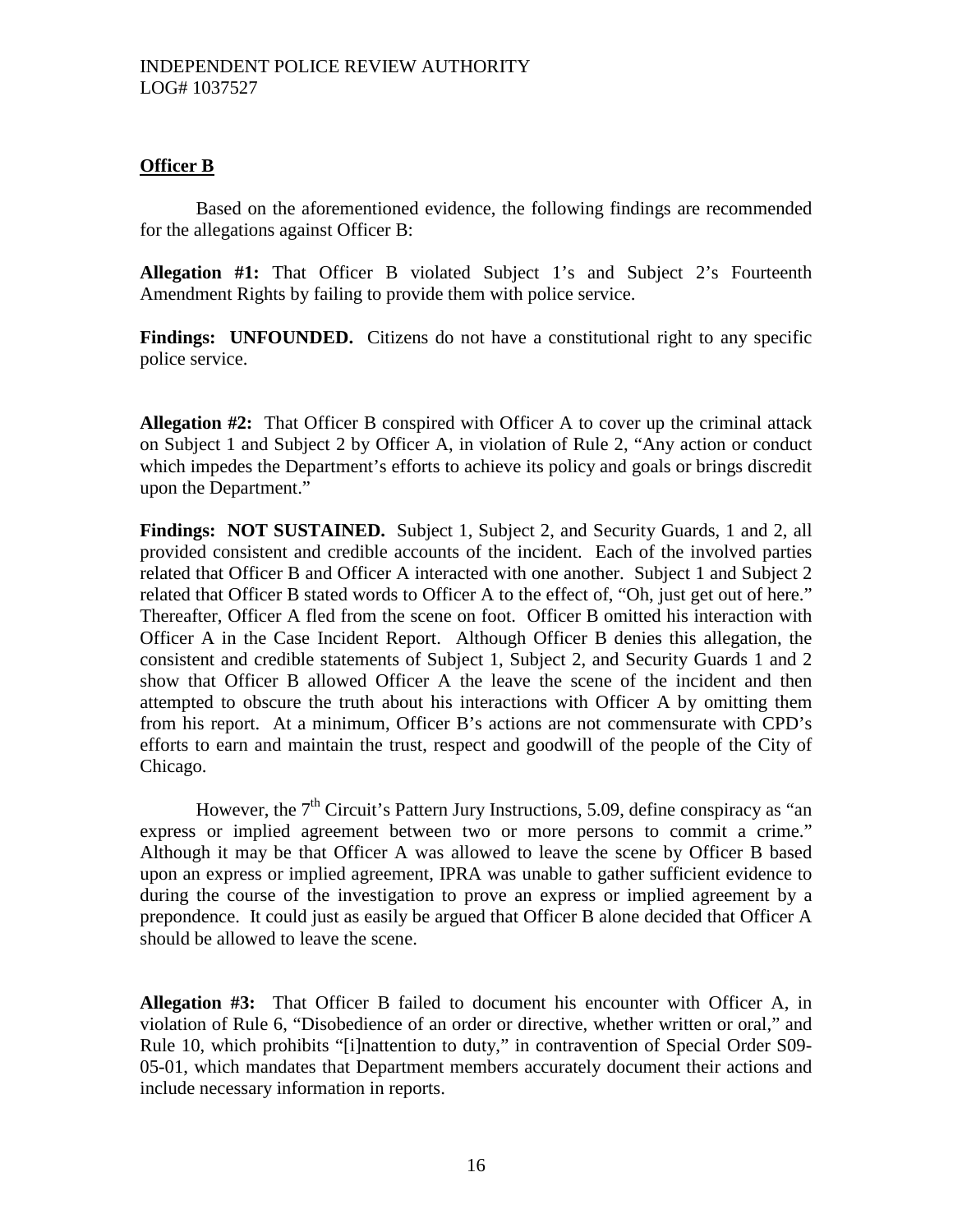**Officer B**

Based on the aforementioned evidence, the following findings are recommended for the allegations against Officer B:

**Allegation #1:** That Officer B violated Subject 1's and Subject 2's Fourteenth Amendment Rights by failing to provide them with police service.

**Findings: UNFOUNDED.** Citizens do not have a constitutional right to any specific police service.

**Allegation #2:** That Officer B conspired with Officer A to cover up the criminal attack on Subject 1 and Subject 2 by Officer A, in violation of Rule 2, "Any action or conduct which impedes the Department's efforts to achieve its policy and goals or brings discredit upon the Department."

**Findings: NOT SUSTAINED.** Subject 1, Subject 2, and Security Guards, 1 and 2, all provided consistent and credible accounts of the incident. Each of the involved parties related that Officer B and Officer A interacted with one another. Subject 1 and Subject 2 related that Officer B stated words to Officer A to the effect of, "Oh, just get out of here." Thereafter, Officer A fled from the scene on foot. Officer B omitted his interaction with Officer A in the Case Incident Report. Although Officer B denies this allegation, the consistent and credible statements of Subject 1, Subject 2, and Security Guards 1 and 2 show that Officer B allowed Officer A the leave the scene of the incident and then attempted to obscure the truth about his interactions with Officer A by omitting them from his report. At a minimum, Officer B's actions are not commensurate with CPD's efforts to earn and maintain the trust, respect and goodwill of the people of the City of Chicago.

However, the 7th Circuit's Pattern Jury Instructions, 5.09, define conspiracy as "an express or implied agreement between two or more persons to commit a crime." Although it may be that Officer A was allowed to leave the scene by Officer B based upon an express or implied agreement, IPRA was unable to gather sufficient evidence to during the course of the investigation to prove an express or implied agreement by a prepondence. It could just as easily be argued that Officer B alone decided that Officer A should be allowed to leave the scene.

**Allegation #3:** That Officer B failed to document his encounter with Officer A, in violation of Rule 6, "Disobedience of an order or directive, whether written or oral," and Rule 10, which prohibits "[i]nattention to duty," in contravention of Special Order S09-05-01, which mandates that Department members accurately document their actions and include necessary information in reports.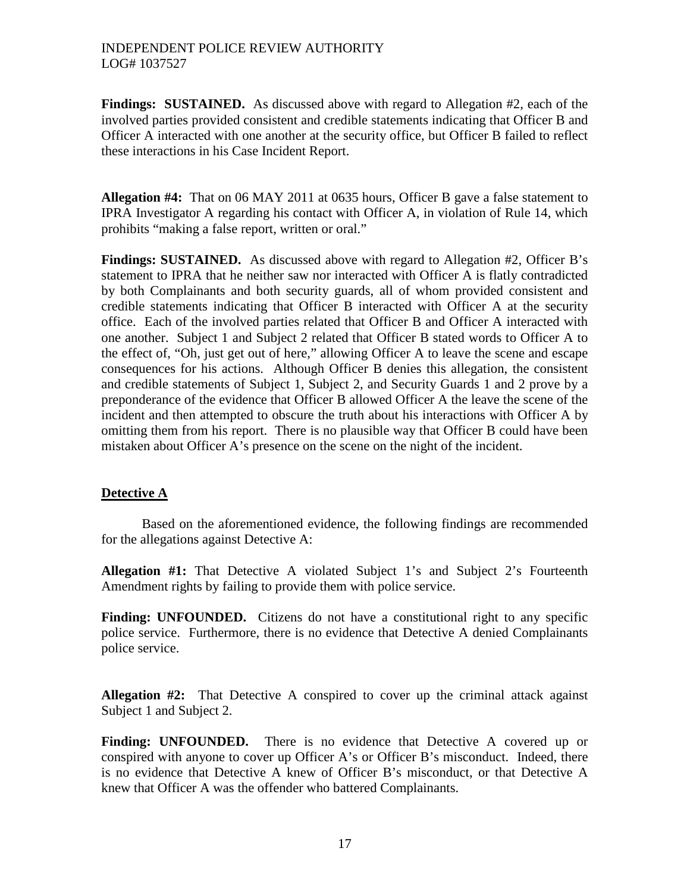**Findings: SUSTAINED.** As discussed above with regard to Allegation #2, each of the involved parties provided consistent and credible statements indicating that Officer B and Officer A interacted with one another at the security office, but Officer B failed to reflect these interactions in his Case Incident Report.

**Allegation #4:** That on 06 MAY 2011 at 0635 hours, Officer B gave a false statement to IPRA Investigator A regarding his contact with Officer A, in violation of Rule 14, which prohibits "making a false report, written or oral."

**Findings: SUSTAINED.** As discussed above with regard to Allegation #2, Officer B's statement to IPRA that he neither saw nor interacted with Officer A is flatly contradicted by both Complainants and both security guards, all of whom provided consistent and credible statements indicating that Officer B interacted with Officer A at the security office. Each of the involved parties related that Officer B and Officer A interacted with one another. Subject 1 and Subject 2 related that Officer B stated words to Officer A to the effect of, "Oh, just get out of here," allowing Officer A to leave the scene and escape consequences for his actions. Although Officer B denies this allegation, the consistent and credible statements of Subject 1, Subject 2, and Security Guards 1 and 2 prove by a preponderance of the evidence that Officer B allowed Officer A the leave the scene of the incident and then attempted to obscure the truth about his interactions with Officer A by omitting them from his report. There is no plausible way that Officer B could have been mistaken about Officer A's presence on the scene on the night of the incident.

## Detective A

Based on the aforementioned evidence, the following findings are recommended for the allegations against Detective A:

**Allegation #1:** That Detective A violated Subject 1's and Subject 2's Fourteenth Amendment rights by failing to provide them with police service.

**Finding: UNFOUNDED.** Citizens do not have a constitutional right to any specific police service. Furthermore, there is no evidence that Detective A denied Complainants police service.

**Allegation #2:** That Detective A conspired to cover up the criminal attack against Subject 1 and Subject 2.

**Finding: UNFOUNDED.** There is no evidence that Detective A covered up or conspired with anyone to cover up Officer A's or Officer B's misconduct. Indeed, there is no evidence that Detective A knew of Officer B's misconduct, or that Detective A knew that Officer A was the offender who battered Complainants.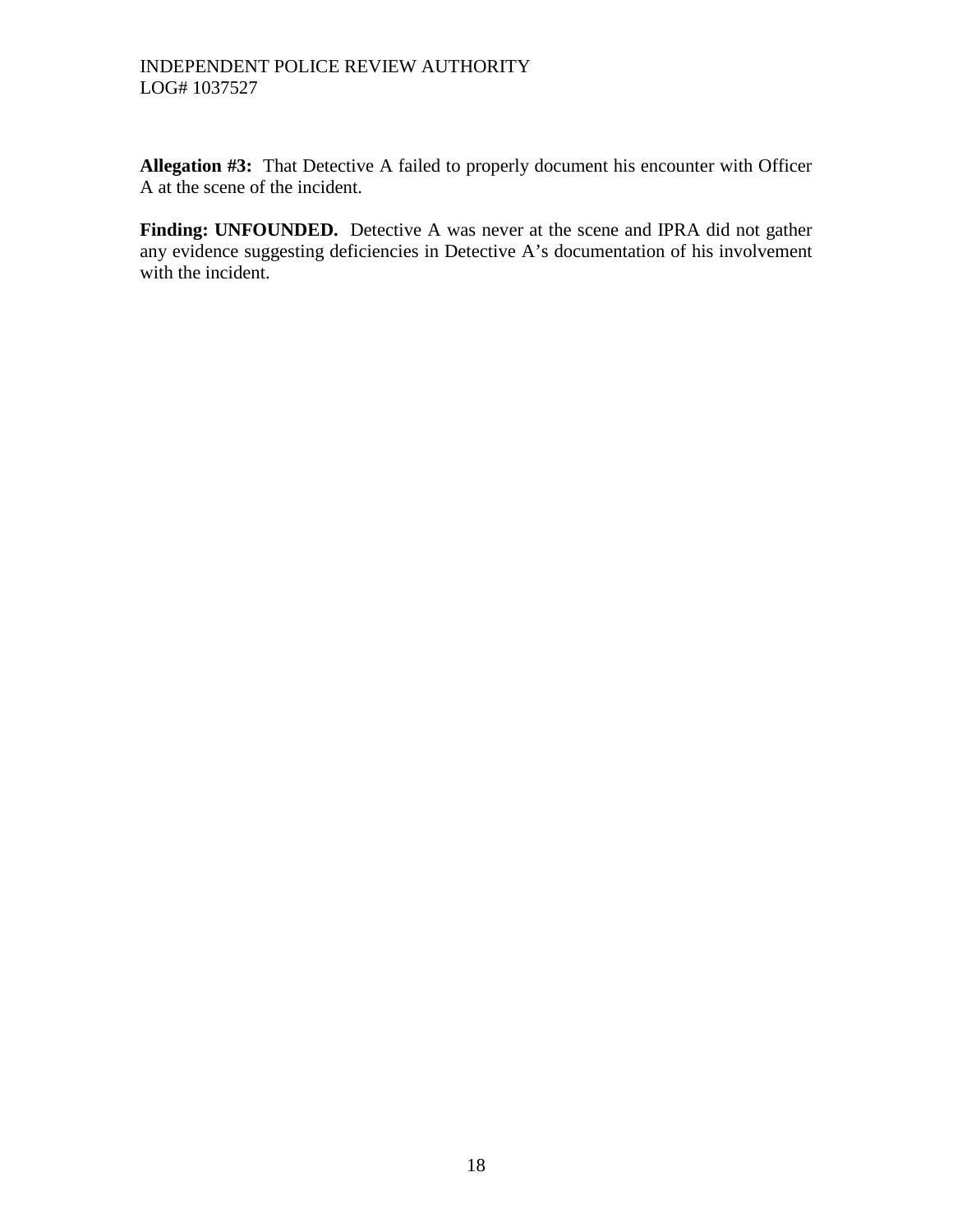**Allegation #3:** That Detective A failed to properly document his encounter with Officer A at the scene of the incident.

**Finding: UNFOUNDED.** Detective A was never at the scene and IPRA did not gather any evidence suggesting deficiencies in Detective A's documentation of his involvement with the incident.